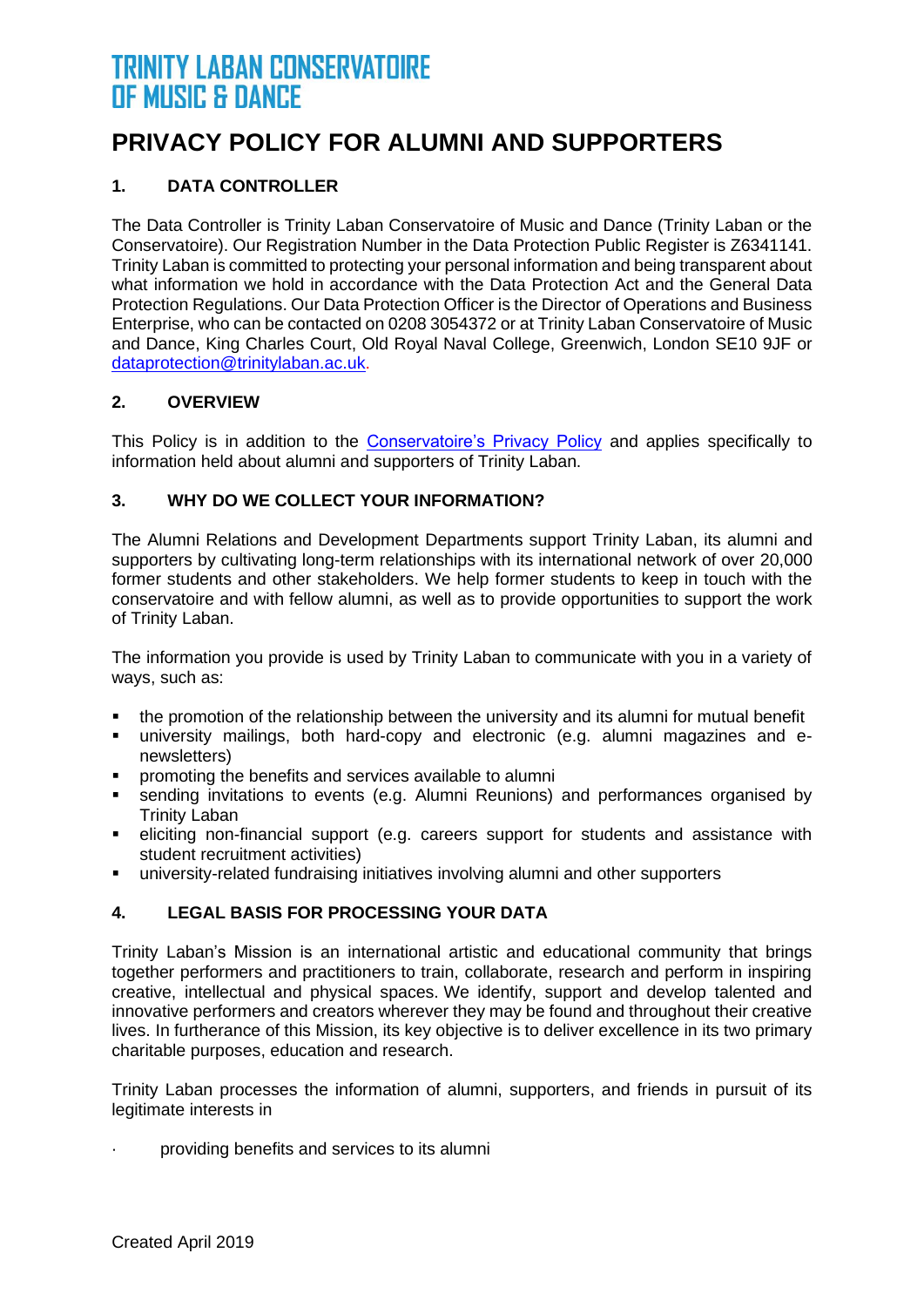# TRINITY LABAN CONSERVATOIRE OF MUSIC & DANCE

# PRIVACY POLICY FOR ALUMNI AND SUPPORTERS

## 1. DATA CONTROLLER

The Data Controller is Trinity Laban Conservatoire of Music and Dance (Trinity Laban or the Conservatoire). Our Registration Number in the Data Protection Public Register is Z6341141. Trinity Laban is committed to protecting your personal information and being transparent about what information we hold in accordance with the Data Protection Act and the General Data Protection Regulations. Our Data Protection Officer is the Director of Operations and Business Enterprise, who can be contacted on 0208 3054372 or at Trinity Laban Conservatoire of Music and Dance, King Charles Court, Old Royal Naval College, Greenwich, London SE10 9JF or dataprotection@trinitylaban.ac.uk.

## 2. OVERVIEW

This Policy is in addition to the Conservatoire's Privacy Policy and applies specifically to information held about alumni and supporters of Trinity Laban.

## 3. WHY DO WE COLLECT YOUR INFORMATION?

The Alumni Relations and Development Departments support Trinity Laban, its alumni and supporters by cultivating long-term relationships with its international network of over 20,000 former students and other stakeholders. We help former students to keep in touch with the conservatoire and with fellow alumni, as well as to provide opportunities to support the work of Trinity Laban.

The information you provide is used by Trinity Laban to communicate with you in a variety of ways, such as:

- the promotion of the relationship between the university and its alumni for mutual benefit
- university mailings, both hard-copy and electronic (e.g. alumni magazines and e-newsletters)
- promoting the benefits and services available to alumni
- sending invitations to events (e.g. Alumni Reunions) and performances organised by Trinity Laban
- eliciting non-financial support (e.g. careers support for students and assistance with student recruitment activities)
- university-related fundraising initiatives involving alumni and other supporters

## 4. LEGAL BASIS FOR PROCESSING YOUR DATA

Trinity Laban's Mission is an international artistic and educational community that brings together performers and practitioners to train, collaborate, research and perform in inspiring creative, intellectual and physical spaces. We identify, support and develop talented and innovative performers and creators wherever they may be found and throughout their creative lives. In furtherance of this Mission, its key objective is to deliver excellence in its two primary charitable purposes, education and research.

Trinity Laban processes the information of alumni, supporters, and friends in pursuit of its legitimate interests in

- providing benefits and services to its alumni

Created April 2019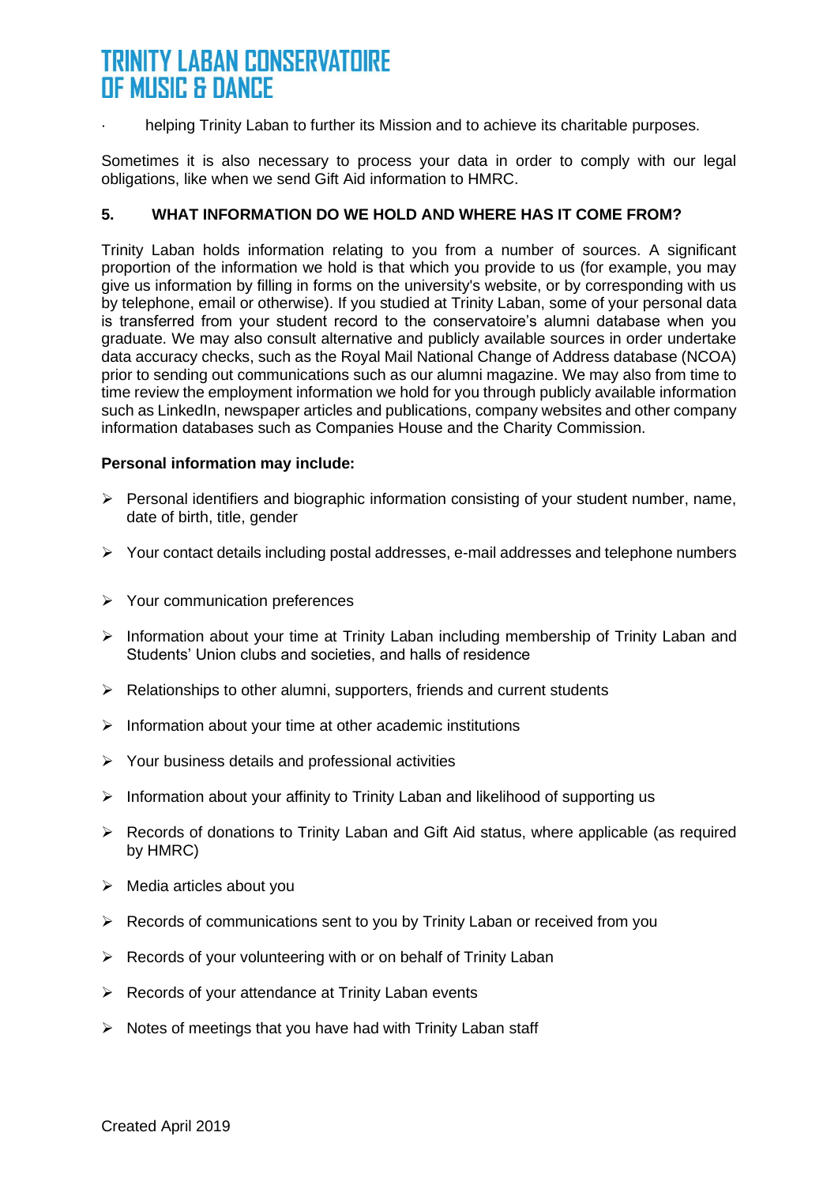- helping Trinity Laban to further its Mission and to achieve its charitable purposes.

Sometimes it is also necessary to process your data in order to comply with our legal obligations, like when we send Gift Aid information to HMRC.

## 5. WHAT INFORMATION DO WE HOLD AND WHERE HAS IT COME FROM?

Trinity Laban holds information relating to you from a number of sources. A significant proportion of the information we hold is that which you provide to us (for example, you may give us information by filling in forms on the university's website, or by corresponding with us by telephone, email or otherwise). If you studied at Trinity Laban, some of your personal data is transferred from your student record to the conservatoire's alumni database when you graduate. We may also consult alternative and publicly available sources in order undertake data accuracy checks, such as the Royal Mail National Change of Address database (NCOA) prior to sending out communications such as our alumni magazine. We may also from time to time review the employment information we hold for you through publicly available information such as LinkedIn, newspaper articles and publications, company websites and other company information databases such as Companies House and the Charity Commission.

**Personal information may include:**

- Personal identifiers and biographic information consisting of your student number, name, date of birth, title, gender
- Your contact details including postal addresses, e-mail addresses and telephone numbers
- Your communication preferences
- Information about your time at Trinity Laban including membership of Trinity Laban and Students' Union clubs and societies, and halls of residence
- Relationships to other alumni, supporters, friends and current students
- Information about your time at other academic institutions
- Your business details and professional activities
- Information about your affinity to Trinity Laban and likelihood of supporting us
- Records of donations to Trinity Laban and Gift Aid status, where applicable (as required by HMRC)
- Media articles about you
- Records of communications sent to you by Trinity Laban or received from you
- Records of your volunteering with or on behalf of Trinity Laban
- Records of your attendance at Trinity Laban events
- Notes of meetings that you have had with Trinity Laban staff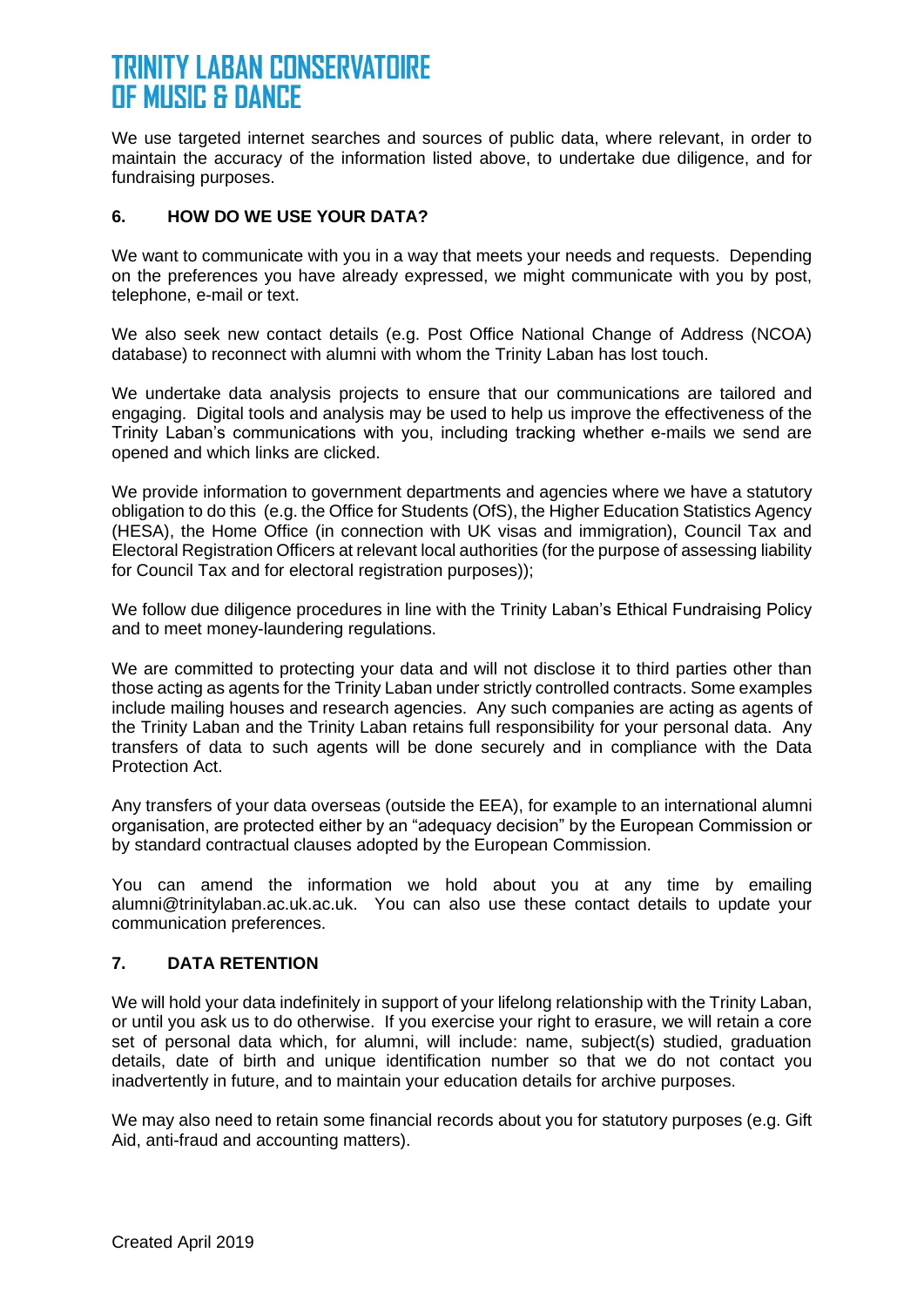We use targeted internet searches and sources of public data, where relevant, in order to maintain the accuracy of the information listed above, to undertake due diligence, and for fundraising purposes.

## 6. HOW DO WE USE YOUR DATA?

We want to communicate with you in a way that meets your needs and requests. Depending on the preferences you have already expressed, we might communicate with you by post, telephone, e-mail or text.

We also seek new contact details (e.g. Post Office National Change of Address (NCOA) database) to reconnect with alumni with whom the Trinity Laban has lost touch.

We undertake data analysis projects to ensure that our communications are tailored and engaging. Digital tools and analysis may be used to help us improve the effectiveness of the Trinity Laban's communications with you, including tracking whether e-mails we send are opened and which links are clicked.

We provide information to government departments and agencies where we have a statutory obligation to do this (e.g. the Office for Students (OfS), the Higher Education Statistics Agency (HESA), the Home Office (in connection with UK visas and immigration), Council Tax and Electoral Registration Officers at relevant local authorities (for the purpose of assessing liability for Council Tax and for electoral registration purposes));

We follow due diligence procedures in line with the Trinity Laban's Ethical Fundraising Policy and to meet money-laundering regulations.

We are committed to protecting your data and will not disclose it to third parties other than those acting as agents for the Trinity Laban under strictly controlled contracts. Some examples include mailing houses and research agencies. Any such companies are acting as agents of the Trinity Laban and the Trinity Laban retains full responsibility for your personal data. Any transfers of data to such agents will be done securely and in compliance with the Data Protection Act.

Any transfers of your data overseas (outside the EEA), for example to an international alumni organisation, are protected either by an "adequacy decision" by the European Commission or by standard contractual clauses adopted by the European Commission.

You can amend the information we hold about you at any time by emailing alumni@trinitylaban.ac.uk.ac.uk. You can also use these contact details to update your communication preferences.

## 7. DATA RETENTION

We will hold your data indefinitely in support of your lifelong relationship with the Trinity Laban, or until you ask us to do otherwise. If you exercise your right to erasure, we will retain a core set of personal data which, for alumni, will include: name, subject(s) studied, graduation details, date of birth and unique identification number so that we do not contact you inadvertently in future, and to maintain your education details for archive purposes.

We may also need to retain some financial records about you for statutory purposes (e.g. Gift Aid, anti-fraud and accounting matters).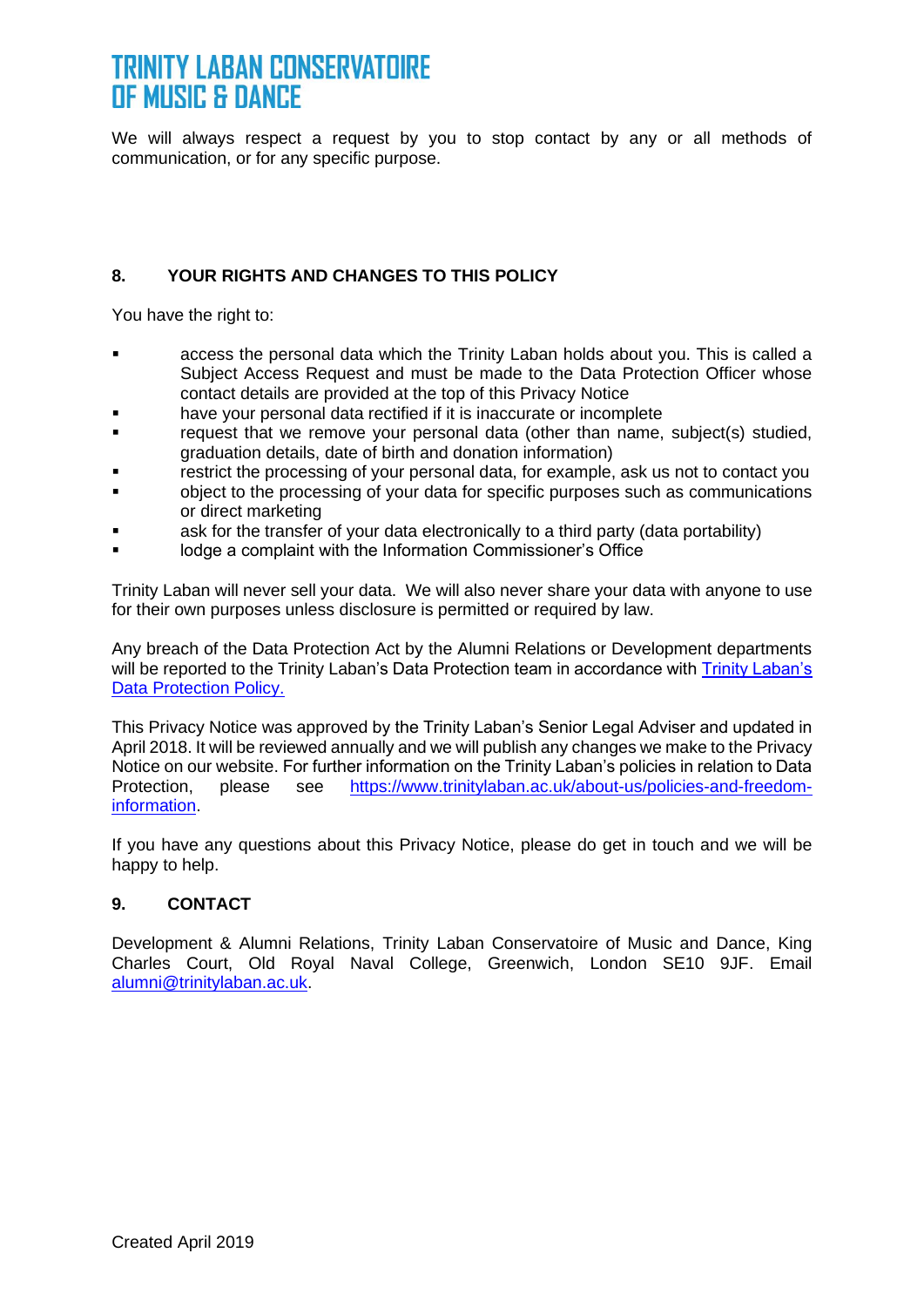We will always respect a request by you to stop contact by any or all methods of communication, or for any specific purpose.

## 8. YOUR RIGHTS AND CHANGES TO THIS POLICY

You have the right to:

- access the personal data which the Trinity Laban holds about you. This is called a Subject Access Request and must be made to the Data Protection Officer whose contact details are provided at the top of this Privacy Notice
- have your personal data rectified if it is inaccurate or incomplete
- request that we remove your personal data (other than name, subject(s) studied, graduation details, date of birth and donation information)
- restrict the processing of your personal data, for example, ask us not to contact you
- object to the processing of your data for specific purposes such as communications or direct marketing
- ask for the transfer of your data electronically to a third party (data portability)
- lodge a complaint with the Information Commissioner's Office

Trinity Laban will never sell your data. We will also never share your data with anyone to use for their own purposes unless disclosure is permitted or required by law.

Any breach of the Data Protection Act by the Alumni Relations or Development departments will be reported to the Trinity Laban's Data Protection team in accordance with [Trinity Laban's Data Protection Policy.]()

This Privacy Notice was approved by the Trinity Laban's Senior Legal Adviser and updated in April 2018. It will be reviewed annually and we will publish any changes we make to the Privacy Notice on our website. For further information on the Trinity Laban's policies in relation to Data Protection, please see [https://www.trinitylaban.ac.uk/about-us/policies-and-freedom-information](https://www.trinitylaban.ac.uk/about-us/policies-and-freedom-information).

If you have any questions about this Privacy Notice, please do get in touch and we will be happy to help.

## 9. CONTACT

Development & Alumni Relations, Trinity Laban Conservatoire of Music and Dance, King Charles Court, Old Royal Naval College, Greenwich, London SE10 9JF. Email [alumni@trinitylaban.ac.uk](mailto:alumni@trinitylaban.ac.uk).

Created April 2019